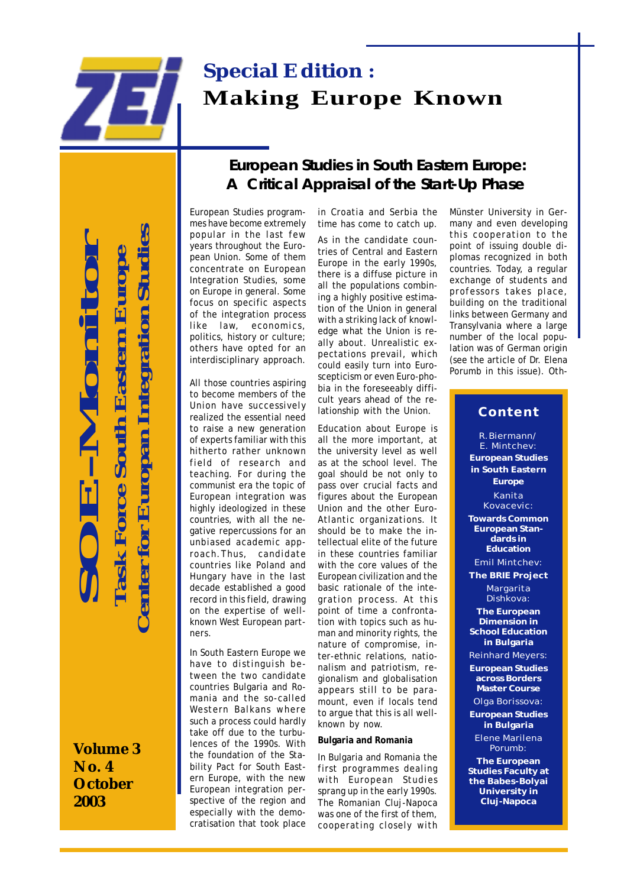# Special Edition : Making Europe Known

**SOE-Monitor**

**Task Force South Eastern Europe**

**Center for European Integration Studies**

**Volume 3**
**No. 4**
**October 2003**

## European Studies in South Eastern Europe: A Critical Appraisal of the Start-Up Phase

European Studies programmes have become extremely popular in the last few years throughout the European Union. Some of them concentrate on European Integration Studies, some on Europe in general. Some focus on specific aspects of the integration process like law, economics, politics, history or culture; others have opted for an interdisciplinary approach.

All those countries aspiring to become members of the Union have successively realized the essential need to raise a new generation of experts familiar with this hitherto rather unknown field of research and teaching. For during the communist era the topic of European integration was highly ideologized in these countries, with all the negative repercussions for an unbiased academic approach. Thus, candidate countries like Poland and Hungary have in the last decade established a good record in this field, drawing on the expertise of well-known West European partners.

In South Eastern Europe we have to distinguish between the two candidate countries Bulgaria and Romania and the so-called Western Balkans where such a process could hardly take off due to the turbulences of the 1990s. With the foundation of the Stability Pact for South Eastern Europe, with the new European integration perspective of the region and especially with the democratisation that took place in Croatia and Serbia the time has come to catch up.

As in the candidate countries of Central and Eastern Europe in the early 1990s, there is a diffuse picture in all the populations combining a highly positive estimation of the Union in general with a striking lack of knowledge what the Union is really about. Unrealistic expectations prevail, which could easily turn into Euroscepticism or even Euro-phobia in the foreseeably difficult years ahead of the relationship with the Union.

Education about Europe is all the more important, at the university level as well as at the school level. The goal should be not only to pass over crucial facts and figures about the European Union and the other Euro-Atlantic organizations. It should be to make the intellectual elite of the future in these countries familiar with the core values of the European civilization and the basic rationale of the integration process. At this point of time a confrontation with topics such as human and minority rights, the nature of compromise, inter-ethnic relations, nationalism and patriotism, regionalism and globalisation appears still to be paramount, even if locals tend to argue that this is all well-known by now.

**Bulgaria and Romania**

In Bulgaria and Romania the first programmes dealing with European Studies sprang up in the early 1990s. The Romanian Cluj-Napoca was one of the first of them, cooperating closely with Münster University in Germany and even developing this cooperation to the point of issuing double diplomas recognized in both countries. Today, a regular exchange of students and professors takes place, building on the traditional links between Germany and Transylvania where a large number of the local population was of German origin (see the article of Dr. Elena Porumb in this issue). Oth-

### Content

R. Biermann/ E. Mintchev: **European Studies in South Eastern Europe**

Kanita Kovacevic: **Towards Common European Standards in Education**

Emil Mintchev: **The BRIE Project**

Margarita Dishkova: **The European Dimension in School Education in Bulgaria**

Reinhard Meyers: **European Studies across Borders Master Course**

Olga Borissova: **European Studies in Bulgaria**

Elene Marilena Porumb: **The European Studies Faculty at the Babes-Bolyai University in Cluj-Napoca**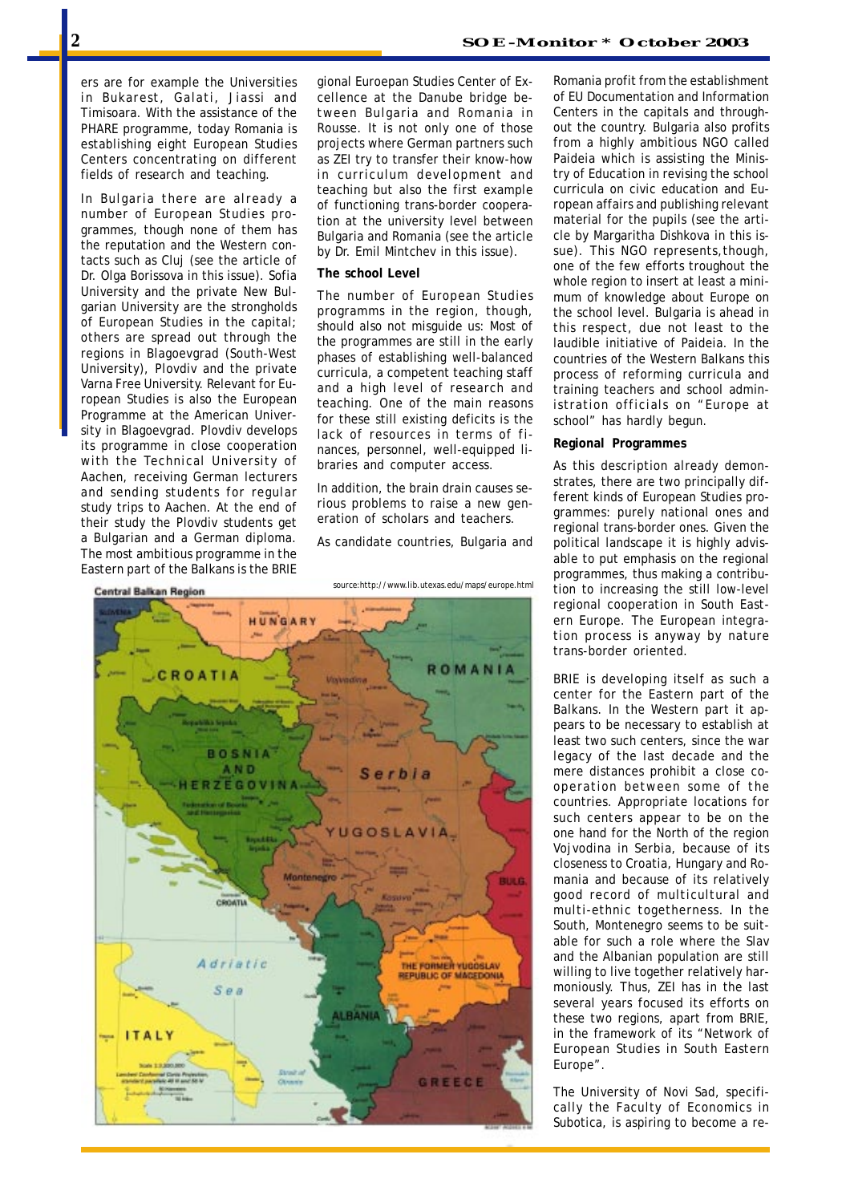ers are for example the Universities in Bukarest, Galati, Jiassi and Timisoara. With the assistance of the PHARE programme, today Romania is establishing eight European Studies Centers concentrating on different fields of research and teaching.

In Bulgaria there are already a number of European Studies programmes, though none of them has the reputation and the Western contacts such as Cluj (see the article of Dr. Olga Borissova in this issue). Sofia University and the private New Bulgarian University are the strongholds of European Studies in the capital; others are spread out through the regions in Blagoevgrad (South-West University), Plovdiv and the private Varna Free University. Relevant for European Studies is also the European Programme at the American University in Blagoevgrad. Plovdiv develops its programme in close cooperation with the Technical University of Aachen, receiving German lecturers and sending students for regular study trips to Aachen. At the end of their study the Plovdiv students get a Bulgarian and a German diploma. The most ambitious programme in the Eastern part of the Balkans is the BRIE gional Euroepan Studies Center of Excellence at the Danube bridge between Bulgaria and Romania in Rousse. It is not only one of those projects where German partners such as ZEI try to transfer their know-how in curriculum development and teaching but also the first example of functioning trans-border cooperation at the university level between Bulgaria and Romania (see the article by Dr. Emil Mintchev in this issue).

**The school Level**

The number of European Studies programms in the region, though, should also not misguide us: Most of the programmes are still in the early phases of establishing well-balanced curricula, a competent teaching staff and a high level of research and teaching. One of the main reasons for these still existing deficits is the lack of resources in terms of finances, personnel, well-equipped libraries and computer access.

In addition, the brain drain causes serious problems to raise a new generation of scholars and teachers.

As candidate countries, Bulgaria and Romania profit from the establishment of EU Documentation and Information Centers in the capitals and throughout the country. Bulgaria also profits from a highly ambitious NGO called Paideia which is assisting the Ministry of Education in revising the school curricula on civic education and European affairs and publishing relevant material for the pupils (see the article by Margaritha Dishkova in this issue). This NGO represents, though, one of the few efforts troughout the whole region to insert at least a minimum of knowledge about Europe on the school level. Bulgaria is ahead in this respect, due not least to the laudible initiative of Paideia. In the countries of the Western Balkans this process of reforming curricula and training teachers and school administration officials on "Europe at school" has hardly begun.

**Regional Programmes**

As this description already demonstrates, there are two principally different kinds of European Studies programmes: purely national ones and regional trans-border ones. Given the political landscape it is highly advisable to put emphasis on the regional programmes, thus making a contribution to increasing the still low-level regional cooperation in South Eastern Europe. The European integration process is anyway by nature trans-border oriented.

BRIE is developing itself as such a center for the Eastern part of the Balkans. In the Western part it appears to be necessary to establish at least two such centers, since the war legacy of the last decade and the mere distances prohibit a close cooperation between some of the countries. Appropriate locations for such centers appear to be on the one hand for the North of the region Vojvodina in Serbia, because of its closeness to Croatia, Hungary and Romania and because of its relatively good record of multicultural and multi-ethnic togetherness. In the South, Montenegro seems to be suitable for such a role where the Slav and the Albanian population are still willing to live together relatively harmoniously. Thus, ZEI has in the last several years focused its efforts on these two regions, apart from BRIE, in the framework of its "Network of European Studies in South Eastern Europe".

The University of Novi Sad, specifically the Faculty of Economics in Subotica, is aspiring to become a re-

Central Balkan Region

source:http://www.lib.utexas.edu/maps/europe.html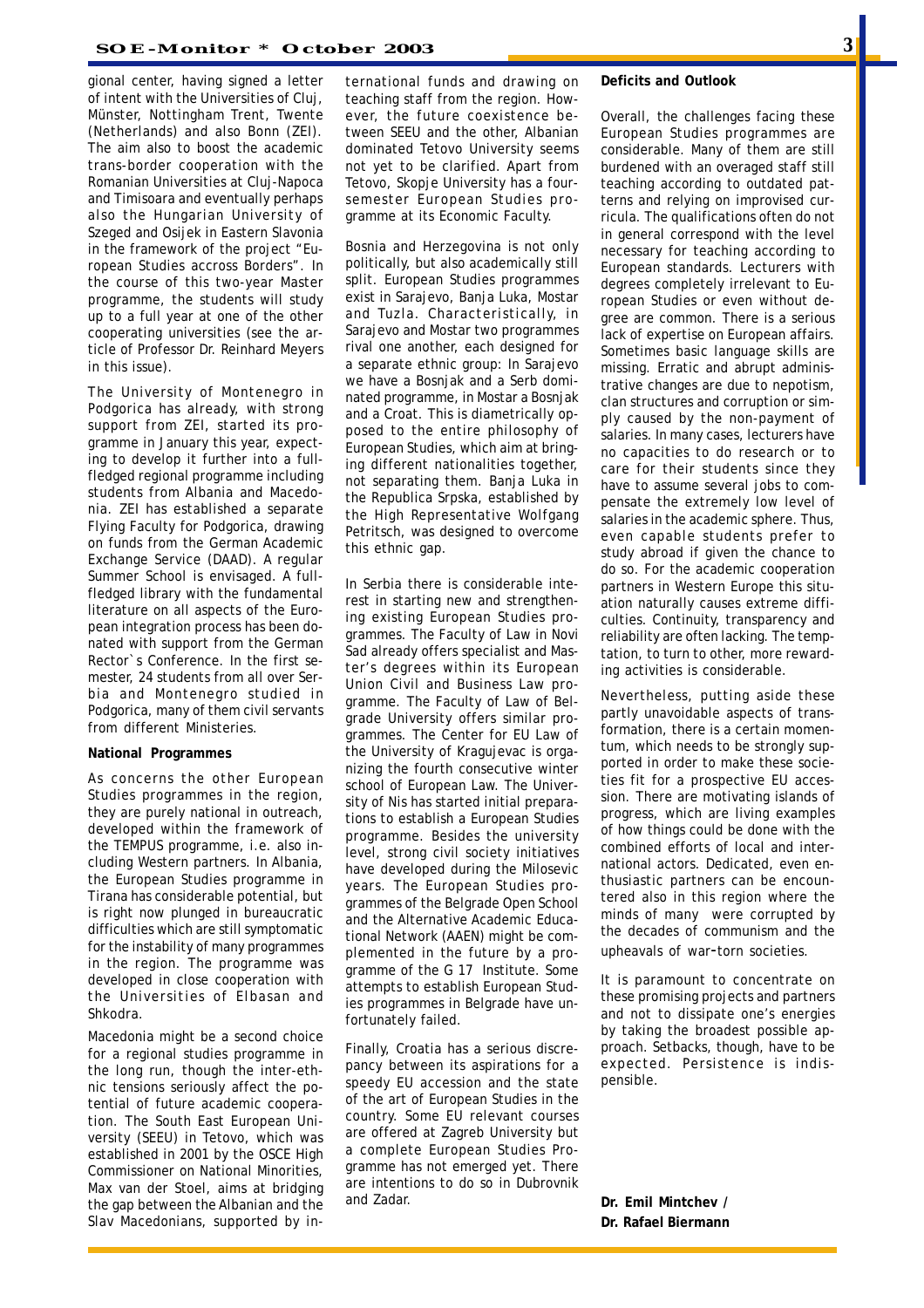gional center, having signed a letter of intent with the Universities of Cluj, Münster, Nottingham Trent, Twente (Netherlands) and also Bonn (ZEI). The aim also to boost the academic trans-border cooperation with the Romanian Universities at Cluj-Napoca and Timisoara and eventually perhaps also the Hungarian University of Szeged and Osijek in Eastern Slavonia in the framework of the project "European Studies accross Borders". In the course of this two-year Master programme, the students will study up to a full year at one of the other cooperating universities (see the article of Professor Dr. Reinhard Meyers in this issue).

The University of Montenegro in Podgorica has already, with strong support from ZEI, started its programme in January this year, expecting to develop it further into a full-fledged regional programme including students from Albania and Macedonia. ZEI has established a separate Flying Faculty for Podgorica, drawing on funds from the German Academic Exchange Service (DAAD). A regular Summer School is envisaged. A full-fledged library with the fundamental literature on all aspects of the European integration process has been donated with support from the German Rector`s Conference. In the first semester, 24 students from all over Serbia and Montenegro studied in Podgorica, many of them civil servants from different Ministeries.

**National Programmes**

As concerns the other European Studies programmes in the region, they are purely national in outreach, developed within the framework of the TEMPUS programme, i.e. also including Western partners. In Albania, the European Studies programme in Tirana has considerable potential, but is right now plunged in bureaucratic difficulties which are still symptomatic for the instability of many programmes in the region. The programme was developed in close cooperation with the Universities of Elbasan and Shkodra.

Macedonia might be a second choice for a regional studies programme in the long run, though the inter-ethnic tensions seriously affect the potential of future academic cooperation. The South East European University (SEEU) in Tetovo, which was established in 2001 by the OSCE High Commissioner on National Minorities, Max van der Stoel, aims at bridging the gap between the Albanian and the Slav Macedonians, supported by international funds and drawing on teaching staff from the region. However, the future coexistence between SEEU and the other, Albanian dominated Tetovo University seems not yet to be clarified. Apart from Tetovo, Skopje University has a four-semester European Studies programme at its Economic Faculty.

Bosnia and Herzegovina is not only politically, but also academically still split. European Studies programmes exist in Sarajevo, Banja Luka, Mostar and Tuzla. Characteristically, in Sarajevo and Mostar two programmes rival one another, each designed for a separate ethnic group: In Sarajevo we have a Bosnjak and a Serb dominated programme, in Mostar a Bosnjak and a Croat. This is diametrically opposed to the entire philosophy of European Studies, which aim at bringing different nationalities together, not separating them. Banja Luka in the Republica Srpska, established by the High Representative Wolfgang Petritsch, was designed to overcome this ethnic gap.

In Serbia there is considerable interest in starting new and strengthening existing European Studies programmes. The Faculty of Law in Novi Sad already offers specialist and Master's degrees within its European Union Civil and Business Law programme. The Faculty of Law of Belgrade University offers similar programmes. The Center for EU Law of the University of Kragujevac is organizing the fourth consecutive winter school of European Law. The University of Nis has started initial preparations to establish a European Studies programme. Besides the university level, strong civil society initiatives have developed during the Milosevic years. The European Studies programmes of the Belgrade Open School and the Alternative Academic Educational Network (AAEN) might be complemented in the future by a programme of the G 17 Institute. Some attempts to establish European Studies programmes in Belgrade have unfortunately failed.

Finally, Croatia has a serious discrepancy between its aspirations for a speedy EU accession and the state of the art of European Studies in the country. Some EU relevant courses are offered at Zagreb University but a complete European Studies Programme has not emerged yet. There are intentions to do so in Dubrovnik and Zadar.

**Deficits and Outlook**

Overall, the challenges facing these European Studies programmes are considerable. Many of them are still burdened with an overaged staff still teaching according to outdated patterns and relying on improvised curricula. The qualifications often do not in general correspond with the level necessary for teaching according to European standards. Lecturers with degrees completely irrelevant to European Studies or even without degree are common. There is a serious lack of expertise on European affairs. Sometimes basic language skills are missing. Erratic and abrupt administrative changes are due to nepotism, clan structures and corruption or simply caused by the non-payment of salaries. In many cases, lecturers have no capacities to do research or to care for their students since they have to assume several jobs to compensate the extremely low level of salaries in the academic sphere. Thus, even capable students prefer to study abroad if given the chance to do so. For the academic cooperation partners in Western Europe this situation naturally causes extreme difficulties. Continuity, transparency and reliability are often lacking. The temptation, to turn to other, more rewarding activities is considerable.

Nevertheless, putting aside these partly unavoidable aspects of transformation, there is a certain momentum, which needs to be strongly supported in order to make these societies fit for a prospective EU accession. There are motivating islands of progress, which are living examples of how things could be done with the combined efforts of local and international actors. Dedicated, even enthusiastic partners can be encountered also in this region where the minds of many were corrupted by the decades of communism and the upheavals of war-torn societies.

It is paramount to concentrate on these promising projects and partners and not to dissipate one's energies by taking the broadest possible approach. Setbacks, though, have to be expected. Persistence is indispensible.

**Dr. Emil Mintchev / Dr. Rafael Biermann**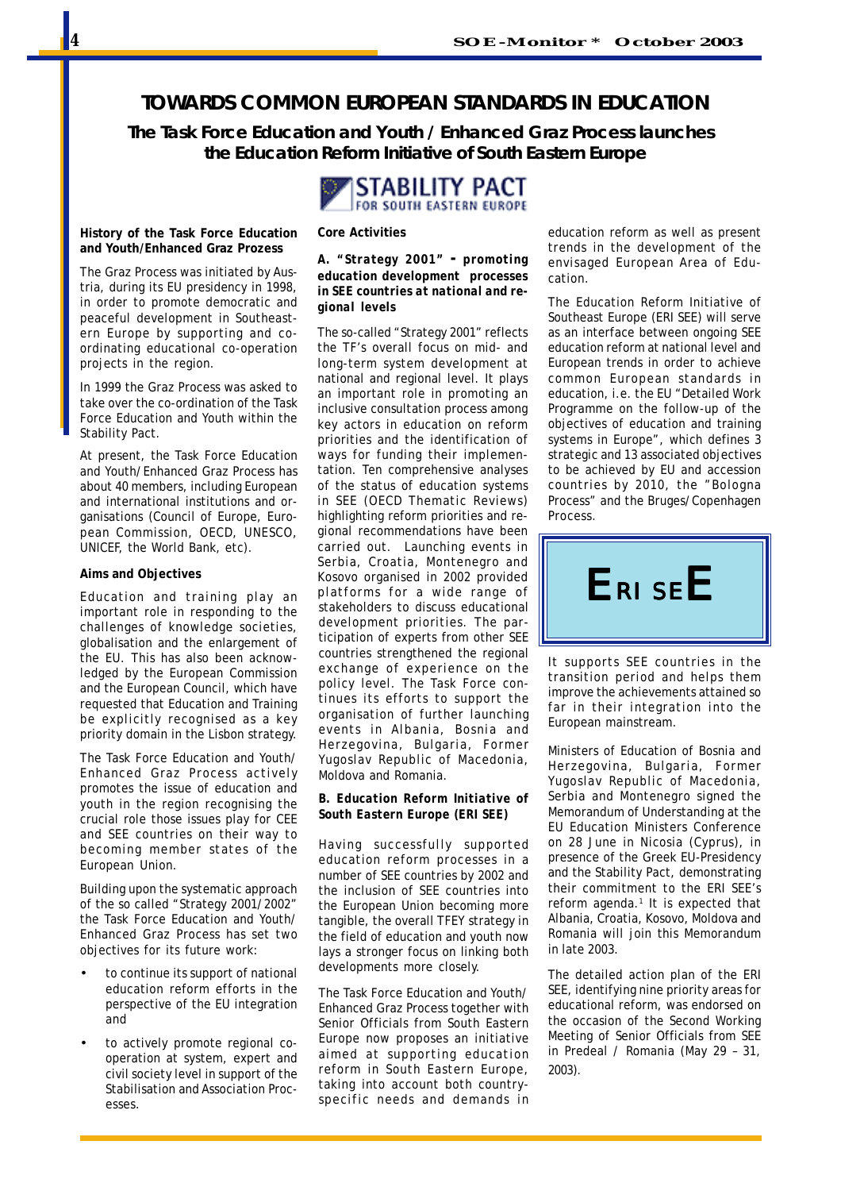# TOWARDS COMMON EUROPEAN STANDARDS IN EDUCATION

## The Task Force Education and Youth / Enhanced Graz Process launches the Education Reform Initiative of South Eastern Europe

STABILITY PACT FOR SOUTH EASTERN EUROPE

**History of the Task Force Education and Youth/Enhanced Graz Prozess**

The Graz Process was initiated by Austria, during its EU presidency in 1998, in order to promote democratic and peaceful development in Southeastern Europe by supporting and co-ordinating educational co-operation projects in the region.

In 1999 the Graz Process was asked to take over the co-ordination of the Task Force Education and Youth within the Stability Pact.

At present, the Task Force Education and Youth/Enhanced Graz Process has about 40 members, including European and international institutions and organisations (Council of Europe, European Commission, OECD, UNESCO, UNICEF, the World Bank, etc).

**Aims and Objectives**

Education and training play an important role in responding to the challenges of knowledge societies, globalisation and the enlargement of the EU. This has also been acknowledged by the European Commission and the European Council, which have requested that Education and Training be explicitly recognised as a key priority domain in the Lisbon strategy.

The Task Force Education and Youth/ Enhanced Graz Process actively promotes the issue of education and youth in the region recognising the crucial role those issues play for CEE and SEE countries on their way to becoming member states of the European Union.

Building upon the systematic approach of the so called "Strategy 2001/2002" the Task Force Education and Youth/ Enhanced Graz Process has set two objectives for its future work:

- to continue its support of national education reform efforts in the perspective of the EU integration and
- to actively promote regional co-operation at system, expert and civil society level in support of the Stabilisation and Association Processes.

**Core Activities**

***A. "Strategy 2001" - promoting education development processes in SEE countries at national and regional levels***

The so-called "Strategy 2001" reflects the TF's overall focus on mid- and long-term system development at national and regional level. It plays an important role in promoting an inclusive consultation process among key actors in education on reform priorities and the identification of ways for funding their implementation. Ten comprehensive analyses of the status of education systems in SEE (OECD Thematic Reviews) highlighting reform priorities and regional recommendations have been carried out. Launching events in Serbia, Croatia, Montenegro and Kosovo organised in 2002 provided platforms for a wide range of stakeholders to discuss educational development priorities. The participation of experts from other SEE countries strengthened the regional exchange of experience on the policy level. The Task Force continues its efforts to support the organisation of further launching events in Albania, Bosnia and Herzegovina, Bulgaria, Former Yugoslav Republic of Macedonia, Moldova and Romania.

***B. Education Reform Initiative of South Eastern Europe (ERI SEE)***

Having successfully supported education reform processes in a number of SEE countries by 2002 and the inclusion of SEE countries into the European Union becoming more tangible, the overall TFEY strategy in the field of education and youth now lays a stronger focus on linking both developments more closely.

The Task Force Education and Youth/ Enhanced Graz Process together with Senior Officials from South Eastern Europe now proposes an initiative aimed at supporting education reform in South Eastern Europe, taking into account both country-specific needs and demands in education reform as well as present trends in the development of the envisaged European Area of Education.

The Education Reform Initiative of Southeast Europe (ERI SEE) will serve as an interface between ongoing SEE education reform at national level and European trends in order to achieve common European standards in education, i.e. the EU "Detailed Work Programme on the follow-up of the objectives of education and training systems in Europe", which defines 3 strategic and 13 associated objectives to be achieved by EU and accession countries by 2010, the "Bologna Process" and the Bruges/Copenhagen Process.

ERI SEE

It supports SEE countries in the transition period and helps them improve the achievements attained so far in their integration into the European mainstream.

Ministers of Education of Bosnia and Herzegovina, Bulgaria, Former Yugoslav Republic of Macedonia, Serbia and Montenegro signed the Memorandum of Understanding at the EU Education Ministers Conference on 28 June in Nicosia (Cyprus), in presence of the Greek EU-Presidency and the Stability Pact, demonstrating their commitment to the ERI SEE's reform agenda.[1] It is expected that Albania, Croatia, Kosovo, Moldova and Romania will join this Memorandum in late 2003.

The detailed action plan of the ERI SEE, identifying nine priority areas for educational reform, was endorsed on the occasion of the Second Working Meeting of Senior Officials from SEE in Predeal / Romania (May 29 – 31, 2003).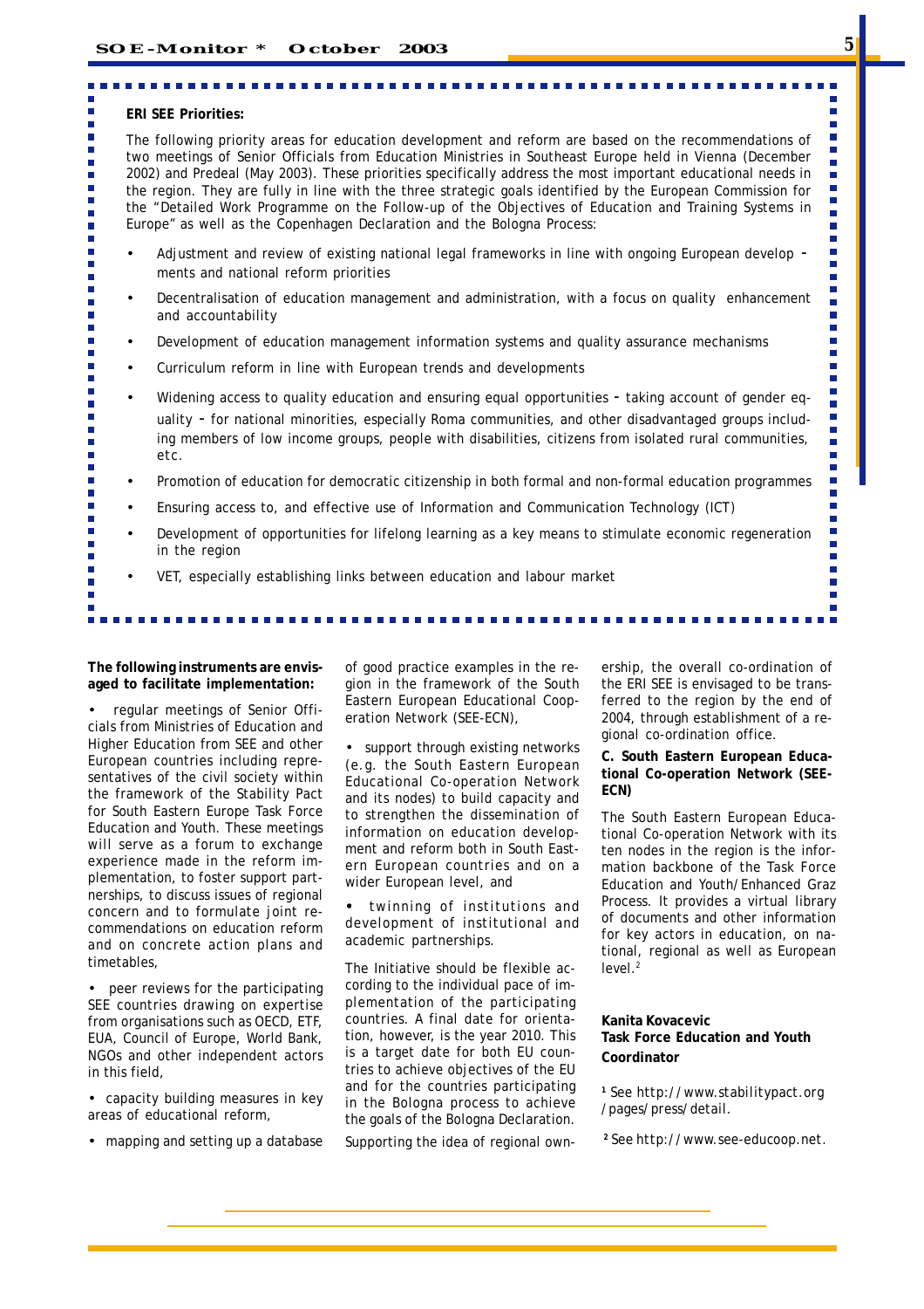**ERI SEE Priorities:**

The following priority areas for education development and reform are based on the recommendations of two meetings of Senior Officials from Education Ministries in Southeast Europe held in Vienna (December 2002) and Predeal (May 2003). These priorities specifically address the most important educational needs in the region. They are fully in line with the three strategic goals identified by the European Commission for the "Detailed Work Programme on the Follow-up of the Objectives of Education and Training Systems in Europe" as well as the Copenhagen Declaration and the Bologna Process:

- Adjustment and review of existing national legal frameworks in line with ongoing European developments and national reform priorities
- Decentralisation of education management and administration, with a focus on quality enhancement and accountability
- Development of education management information systems and quality assurance mechanisms
- Curriculum reform in line with European trends and developments
- Widening access to quality education and ensuring equal opportunities - taking account of gender equality - for national minorities, especially Roma communities, and other disadvantaged groups including members of low income groups, people with disabilities, citizens from isolated rural communities, etc.
- Promotion of education for democratic citizenship in both formal and non-formal education programmes
- Ensuring access to, and effective use of Information and Communication Technology (ICT)
- Development of opportunities for lifelong learning as a key means to stimulate economic regeneration in the region
- VET, especially establishing links between education and labour market

**The following instruments are envisaged to facilitate implementation:**

- regular meetings of Senior Officials from Ministries of Education and Higher Education from SEE and other European countries including representatives of the civil society within the framework of the Stability Pact for South Eastern Europe Task Force Education and Youth. These meetings will serve as a forum to exchange experience made in the reform implementation, to foster support partnerships, to discuss issues of regional concern and to formulate joint recommendations on education reform and on concrete action plans and timetables,
- peer reviews for the participating SEE countries drawing on expertise from organisations such as OECD, ETF, EUA, Council of Europe, World Bank, NGOs and other independent actors in this field,
- capacity building measures in key areas of educational reform,
- mapping and setting up a database of good practice examples in the region in the framework of the South Eastern European Educational Cooperation Network (SEE-ECN),
- support through existing networks (e.g. the South Eastern European Educational Co-operation Network and its nodes) to build capacity and to strengthen the dissemination of information on education development and reform both in South Eastern European countries and on a wider European level, and
- twinning of institutions and development of institutional and academic partnerships.

The Initiative should be flexible according to the individual pace of implementation of the participating countries. A final date for orientation, however, is the year 2010. This is a target date for both EU countries to achieve objectives of the EU and for the countries participating in the Bologna process to achieve the goals of the Bologna Declaration.

Supporting the idea of regional ownership, the overall co-ordination of the ERI SEE is envisaged to be transferred to the region by the end of 2004, through establishment of a regional co-ordination office.

**C. South Eastern European Educational Co-operation Network (SEE-ECN)**

The South Eastern European Educational Co-operation Network with its ten nodes in the region is the information backbone of the Task Force Education and Youth/Enhanced Graz Process. It provides a virtual library of documents and other information for key actors in education, on national, regional as well as European level.[2]

**Kanita Kovacevic**
**Task Force Education and Youth Coordinator**

[1] See http://www.stabilitypact.org/pages/press/detail.

[2] See http://www.see-educoop.net.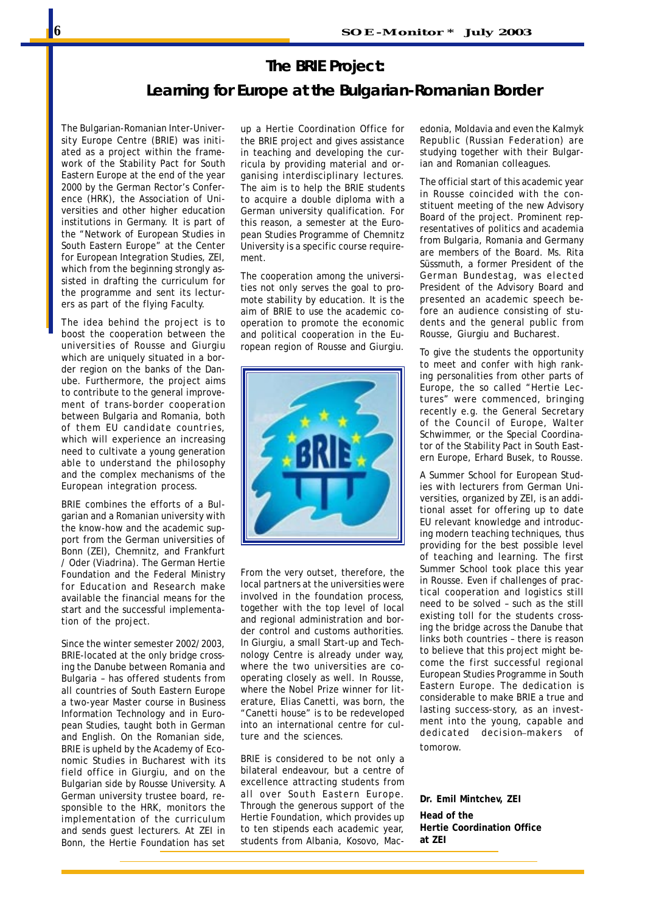# The BRIE Project:

## Learning for Europe at the Bulgarian-Romanian Border

The Bulgarian-Romanian Inter-University Europe Centre (BRIE) was initiated as a project within the framework of the Stability Pact for South Eastern Europe at the end of the year 2000 by the German Rector's Conference (HRK), the Association of Universities and other higher education institutions in Germany. It is part of the "Network of European Studies in South Eastern Europe" at the Center for European Integration Studies, ZEI, which from the beginning strongly assisted in drafting the curriculum for the programme and sent its lecturers as part of the flying Faculty.

The idea behind the project is to boost the cooperation between the universities of Rousse and Giurgiu which are uniquely situated in a border region on the banks of the Danube. Furthermore, the project aims to contribute to the general improvement of trans-border cooperation between Bulgaria and Romania, both of them EU candidate countries, which will experience an increasing need to cultivate a young generation able to understand the philosophy and the complex mechanisms of the European integration process.

BRIE combines the efforts of a Bulgarian and a Romanian university with the know-how and the academic support from the German universities of Bonn (ZEI), Chemnitz, and Frankfurt / Oder (Viadrina). The German Hertie Foundation and the Federal Ministry for Education and Research make available the financial means for the start and the successful implementation of the project.

Since the winter semester 2002/2003, BRIE-located at the only bridge crossing the Danube between Romania and Bulgaria – has offered students from all countries of South Eastern Europe a two-year Master course in Business Information Technology and in European Studies, taught both in German and English. On the Romanian side, BRIE is upheld by the Academy of Economic Studies in Bucharest with its field office in Giurgiu, and on the Bulgarian side by Rousse University. A German university trustee board, responsible to the HRK, monitors the implementation of the curriculum and sends guest lecturers. At ZEI in Bonn, the Hertie Foundation has set up a Hertie Coordination Office for the BRIE project and gives assistance in teaching and developing the curricula by providing material and organising interdisciplinary lectures. The aim is to help the BRIE students to acquire a double diploma with a German university qualification. For this reason, a semester at the European Studies Programme of Chemnitz University is a specific course requirement.

The cooperation among the universities not only serves the goal to promote stability by education. It is the aim of BRIE to use the academic cooperation to promote the economic and political cooperation in the European region of Rousse and Giurgiu.

From the very outset, therefore, the local partners at the universities were involved in the foundation process, together with the top level of local and regional administration and border control and customs authorities. In Giurgiu, a small Start-up and Technology Centre is already under way, where the two universities are cooperating closely as well. In Rousse, where the Nobel Prize winner for literature, Elias Canetti, was born, the "Canetti house" is to be redeveloped into an international centre for culture and the sciences.

BRIE is considered to be not only a bilateral endeavour, but a centre of excellence attracting students from all over South Eastern Europe. Through the generous support of the Hertie Foundation, which provides up to ten stipends each academic year, students from Albania, Kosovo, Macedonia, Moldavia and even the Kalmyk Republic (Russian Federation) are studying together with their Bulgarian and Romanian colleagues.

The official start of this academic year in Rousse coincided with the constituent meeting of the new Advisory Board of the project. Prominent representatives of politics and academia from Bulgaria, Romania and Germany are members of the Board. Ms. Rita Süssmuth, a former President of the German Bundestag, was elected President of the Advisory Board and presented an academic speech before an audience consisting of students and the general public from Rousse, Giurgiu and Bucharest.

To give the students the opportunity to meet and confer with high ranking personalities from other parts of Europe, the so called "Hertie Lectures" were commenced, bringing recently e.g. the General Secretary of the Council of Europe, Walter Schwimmer, or the Special Coordinator of the Stability Pact in South Eastern Europe, Erhard Busek, to Rousse.

A Summer School for European Studies with lecturers from German Universities, organized by ZEI, is an additional asset for offering up to date EU relevant knowledge and introducing modern teaching techniques, thus providing for the best possible level of teaching and learning. The first Summer School took place this year in Rousse. Even if challenges of practical cooperation and logistics still need to be solved – such as the still existing toll for the students crossing the bridge across the Danube that links both countries – there is reason to believe that this project might become the first successful regional European Studies Programme in South Eastern Europe. The dedication is considerable to make BRIE a true and lasting success-story, as an investment into the young, capable and dedicated decision–makers of tomorow.

**Dr. Emil Mintchev, ZEI**

**Head of the Hertie Coordination Office at ZEI**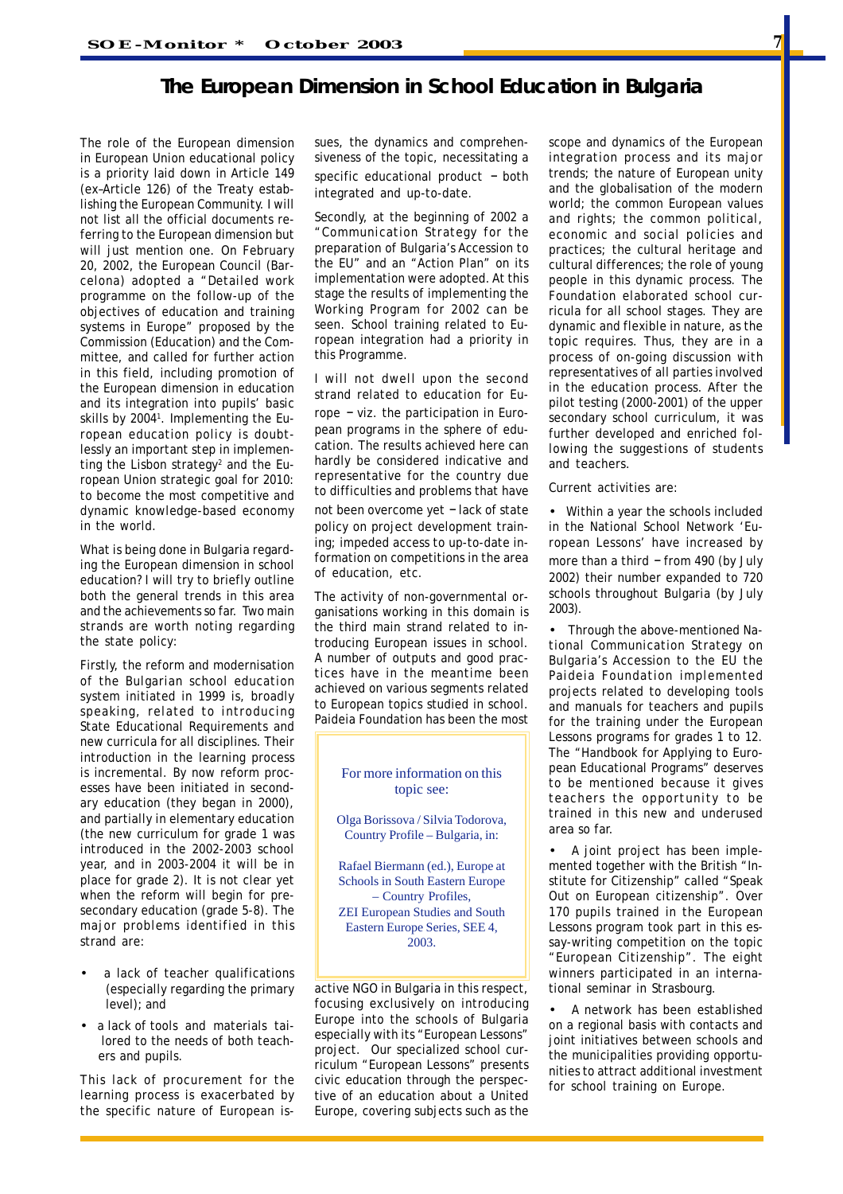# The European Dimension in School Education in Bulgaria

The role of the European dimension in European Union educational policy is a priority laid down in Article 149 (ex-Article 126) of the Treaty establishing the European Community. I will not list all the official documents referring to the European dimension but will just mention one. On February 20, 2002, the European Council (Barcelona) adopted a "Detailed work programme on the follow-up of the objectives of education and training systems in Europe" proposed by the Commission (Education) and the Committee, and called for further action in this field, including promotion of the European dimension in education and its integration into pupils' basic skills by 2004[1]. Implementing the European education policy is doubtlessly an important step in implementing the Lisbon strategy[2] and the European Union strategic goal for 2010: to become the most competitive and dynamic knowledge-based economy in the world.

What is being done in Bulgaria regarding the European dimension in school education? I will try to briefly outline both the general trends in this area and the achievements so far. Two main strands are worth noting regarding the state policy:

Firstly, the reform and modernisation of the Bulgarian school education system initiated in 1999 is, broadly speaking, related to introducing State Educational Requirements and new curricula for all disciplines. Their introduction in the learning process is incremental. By now reform processes have been initiated in secondary education (they began in 2000), and partially in elementary education (the new curriculum for grade 1 was introduced in the 2002-2003 school year, and in 2003-2004 it will be in place for grade 2). It is not clear yet when the reform will begin for pre-secondary education (grade 5-8). The major problems identified in this strand are:

- a lack of teacher qualifications (especially regarding the primary level); and
- a lack of tools and materials tailored to the needs of both teachers and pupils.

This lack of procurement for the learning process is exacerbated by the specific nature of European issues, the dynamics and comprehensiveness of the topic, necessitating a specific educational product – both integrated and up-to-date.

Secondly, at the beginning of 2002 a "Communication Strategy for the preparation of Bulgaria's Accession to the EU" and an "Action Plan" on its implementation were adopted. At this stage the results of implementing the Working Program for 2002 can be seen. School training related to European integration had a priority in this Programme.

I will not dwell upon the second strand related to education for Europe – viz. the participation in European programs in the sphere of education. The results achieved here can hardly be considered indicative and representative for the country due to difficulties and problems that have not been overcome yet – lack of state policy on project development training; impeded access to up-to-date information on competitions in the area of education, etc.

The activity of non-governmental organisations working in this domain is the third main strand related to introducing European issues in school. A number of outputs and good practices have in the meantime been achieved on various segments related to European topics studied in school. Paideia Foundation has been the most active NGO in Bulgaria in this respect, focusing exclusively on introducing Europe into the schools of Bulgaria especially with its "European Lessons" project. Our specialized school curriculum "European Lessons" presents civic education through the perspective of an education about a United Europe, covering subjects such as the scope and dynamics of the European integration process and its major trends; the nature of European unity and the globalisation of the modern world; the common European values and rights; the common political, economic and social policies and practices; the cultural heritage and cultural differences; the role of young people in this dynamic process. The Foundation elaborated school curricula for all school stages. They are dynamic and flexible in nature, as the topic requires. Thus, they are in a process of on-going discussion with representatives of all parties involved in the education process. After the pilot testing (2000-2001) of the upper secondary school curriculum, it was further developed and enriched following the suggestions of students and teachers.

Current activities are:

- Within a year the schools included in the National School Network 'European Lessons' have increased by more than a third – from 490 (by July 2002) their number expanded to 720 schools throughout Bulgaria (by July 2003).
- Through the above-mentioned National Communication Strategy on Bulgaria's Accession to the EU the Paideia Foundation implemented projects related to developing tools and manuals for teachers and pupils for the training under the European Lessons programs for grades 1 to 12. The "Handbook for Applying to European Educational Programs" deserves to be mentioned because it gives teachers the opportunity to be trained in this new and underused area so far.
- A joint project has been implemented together with the British "Institute for Citizenship" called "Speak Out on European citizenship". Over 170 pupils trained in the European Lessons program took part in this essay-writing competition on the topic "European Citizenship". The eight winners participated in an international seminar in Strasbourg.
- A network has been established on a regional basis with contacts and joint initiatives between schools and the municipalities providing opportunities to attract additional investment for school training on Europe.

---

For more information on this topic see:

Olga Borissova / Silvia Todorova, Country Profile – Bulgaria, in:

Rafael Biermann (ed.), Europe at Schools in South Eastern Europe – Country Profiles, ZEI European Studies and South Eastern Europe Series, SEE 4, 2003.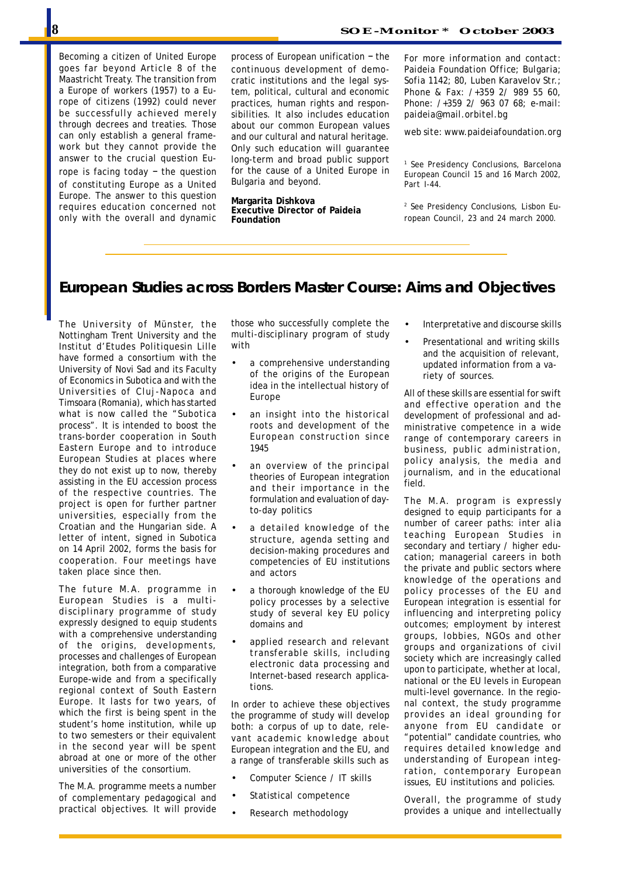Becoming a citizen of United Europe goes far beyond Article 8 of the Maastricht Treaty. The transition from a Europe of workers (1957) to a Europe of citizens (1992) could never be successfully achieved merely through decrees and treaties. Those can only establish a general framework but they cannot provide the answer to the crucial question Europe is facing today – the question of constituting Europe as a United Europe. The answer to this question requires education concerned not only with the overall and dynamic process of European unification – the continuous development of democratic institutions and the legal system, political, cultural and economic practices, human rights and responsibilities. It also includes education about our common European values and our cultural and natural heritage. Only such education will guarantee long-term and broad public support for the cause of a United Europe in Bulgaria and beyond.

**Margarita Dishkova**
**Executive Director of Paideia Foundation**

For more information and contact: Paideia Foundation Office; Bulgaria; Sofia 1142; 80, Luben Karavelov Str.; Phone & Fax: /+359 2/ 989 55 60, Phone: /+359 2/ 963 07 68; e-mail: paideia@mail.orbitel.bg

web site: www.paideiafoundation.org

[1] See Presidency Conclusions, Barcelona European Council 15 and 16 March 2002, Part I-44.

[2] See Presidency Conclusions, Lisbon European Council, 23 and 24 march 2000.

## European Studies across Borders Master Course: Aims and Objectives

The University of Münster, the Nottingham Trent University and the Institut d'Etudes Politiquesin Lille have formed a consortium with the University of Novi Sad and its Faculty of Economics in Subotica and with the Universities of Cluj-Napoca and Timsoara (Romania), which has started what is now called the "Subotica process". It is intended to boost the trans-border cooperation in South Eastern Europe and to introduce European Studies at places where they do not exist up to now, thereby assisting in the EU accession process of the respective countries. The project is open for further partner universities, especially from the Croatian and the Hungarian side. A letter of intent, signed in Subotica on 14 April 2002, forms the basis for cooperation. Four meetings have taken place since then.

The future M.A. programme in European Studies is a multi-disciplinary programme of study expressly designed to equip students with a comprehensive understanding of the origins, developments, processes and challenges of European integration, both from a comparative Europe-wide and from a specifically regional context of South Eastern Europe. It lasts for two years, of which the first is being spent in the student's home institution, while up to two semesters or their equivalent in the second year will be spent abroad at one or more of the other universities of the consortium.

The M.A. programme meets a number of complementary pedagogical and practical objectives. It will provide those who successfully complete the multi-disciplinary program of study with

- a comprehensive understanding of the origins of the European idea in the intellectual history of Europe
- an insight into the historical roots and development of the European construction since 1945
- an overview of the principal theories of European integration and their importance in the formulation and evaluation of day-to-day politics
- a detailed knowledge of the structure, agenda setting and decision-making procedures and competencies of EU institutions and actors
- a thorough knowledge of the EU policy processes by a selective study of several key EU policy domains and
- applied research and relevant transferable skills, including electronic data processing and Internet-based research applications.

In order to achieve these objectives the programme of study will develop both: a corpus of up to date, relevant academic knowledge about European integration and the EU, and a range of transferable skills such as

- Computer Science / IT skills
- Statistical competence
- Research methodology
- Interpretative and discourse skills
- Presentational and writing skills and the acquisition of relevant, updated information from a variety of sources.

All of these skills are essential for swift and effective operation and the development of professional and administrative competence in a wide range of contemporary careers in business, public administration, policy analysis, the media and journalism, and in the educational field.

The M.A. program is expressly designed to equip participants for a number of career paths: inter alia teaching European Studies in secondary and tertiary / higher education; managerial careers in both the private and public sectors where knowledge of the operations and policy processes of the EU and European integration is essential for influencing and interpreting policy outcomes; employment by interest groups, lobbies, NGOs and other groups and organizations of civil society which are increasingly called upon to participate, whether at local, national or the EU levels in European multi-level governance. In the regional context, the study programme provides an ideal grounding for anyone from EU candidate or "potential" candidate countries, who requires detailed knowledge and understanding of European integration, contemporary European issues, EU institutions and policies.

Overall, the programme of study provides a unique and intellectually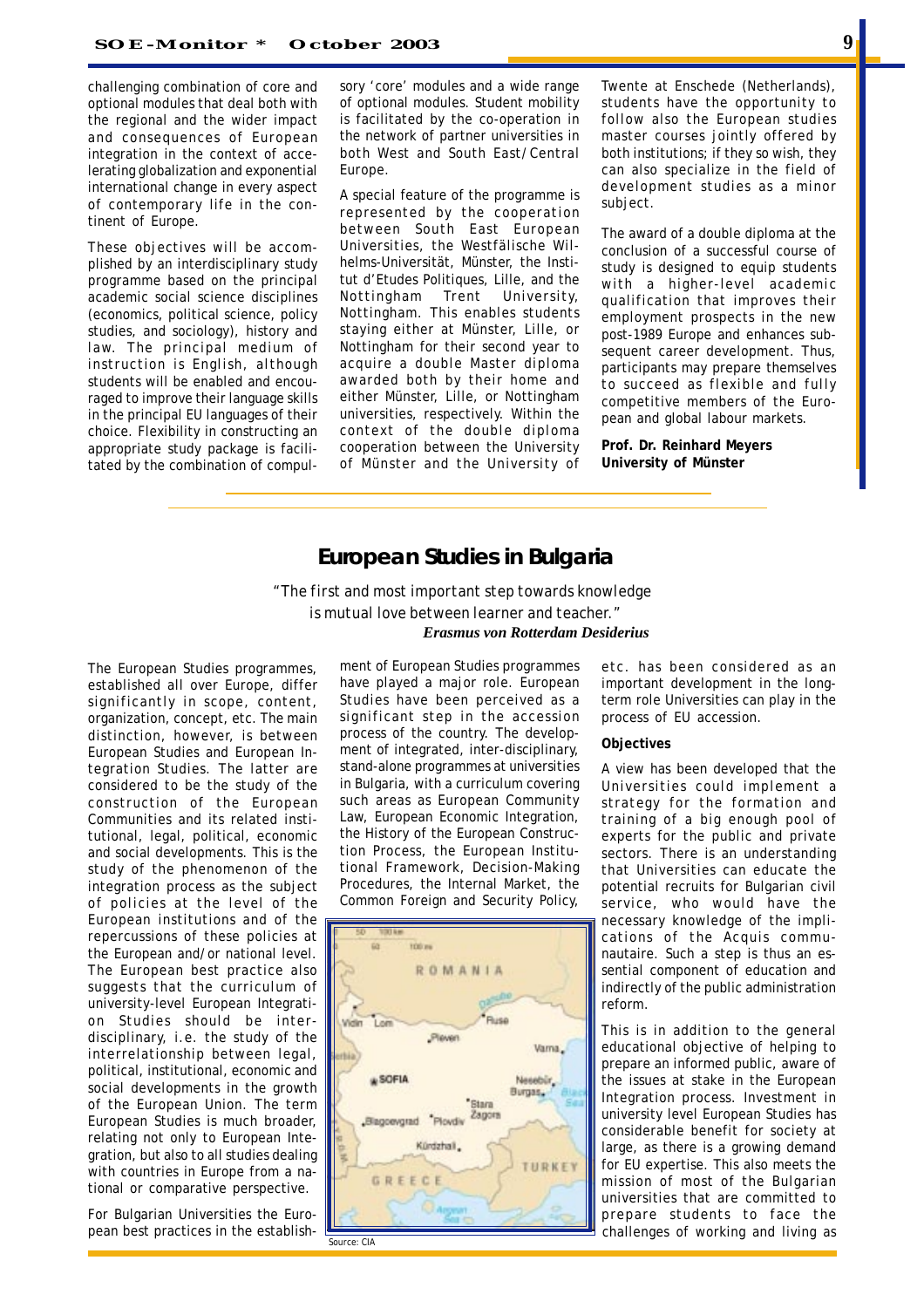challenging combination of core and optional modules that deal both with the regional and the wider impact and consequences of European integration in the context of accelerating globalization and exponential international change in every aspect of contemporary life in the continent of Europe.

These objectives will be accomplished by an interdisciplinary study programme based on the principal academic social science disciplines (economics, political science, policy studies, and sociology), history and law. The principal medium of instruction is English, although students will be enabled and encouraged to improve their language skills in the principal EU languages of their choice. Flexibility in constructing an appropriate study package is facilitated by the combination of compulsory 'core' modules and a wide range of optional modules. Student mobility is facilitated by the co-operation in the network of partner universities in both West and South East/Central Europe.

A special feature of the programme is represented by the cooperation between South East European Universities, the Westfälische Wilhelms-Universität, Münster, the Institut d'Etudes Politiques, Lille, and the Nottingham Trent University, Nottingham. This enables students staying either at Münster, Lille, or Nottingham for their second year to acquire a double Master diploma awarded both by their home and either Münster, Lille, or Nottingham universities, respectively. Within the context of the double diploma cooperation between the University of Münster and the University of Twente at Enschede (Netherlands), students have the opportunity to follow also the European studies master courses jointly offered by both institutions; if they so wish, they can also specialize in the field of development studies as a minor subject.

The award of a double diploma at the conclusion of a successful course of study is designed to equip students with a higher-level academic qualification that improves their employment prospects in the new post-1989 Europe and enhances subsequent career development. Thus, participants may prepare themselves to succeed as flexible and fully competitive members of the European and global labour markets.

**Prof. Dr. Reinhard Meyers**
**University of Münster**

## European Studies in Bulgaria

*"The first and most important step towards knowledge is mutual love between learner and teacher."*
***Erasmus von Rotterdam Desiderius***

The European Studies programmes, established all over Europe, differ significantly in scope, content, organization, concept, etc. The main distinction, however, is between European Studies and European Integration Studies. The latter are considered to be the study of the construction of the European Communities and its related institutional, legal, political, economic and social developments. This is the study of the phenomenon of the integration process as the subject of policies at the level of the European institutions and of the repercussions of these policies at the European and/or national level. The European best practice also suggests that the curriculum of university-level European Integration Studies should be inter-disciplinary, i.e. the study of the interrelationship between legal, political, institutional, economic and social developments in the growth of the European Union. The term European Studies is much broader, relating not only to European Integration, but also to all studies dealing with countries in Europe from a national or comparative perspective.

For Bulgarian Universities the European best practices in the establishment of European Studies programmes have played a major role. European Studies have been perceived as a significant step in the accession process of the country. The development of integrated, inter-disciplinary, stand-alone programmes at universities in Bulgaria, with a curriculum covering such areas as European Community Law, European Economic Integration, the History of the European Construction Process, the European Institutional Framework, Decision-Making Procedures, the Internal Market, the Common Foreign and Security Policy, etc. has been considered as an important development in the long-term role Universities can play in the process of EU accession.

Source: CIA

### Objectives

A view has been developed that the Universities could implement a strategy for the formation and training of a big enough pool of experts for the public and private sectors. There is an understanding that Universities can educate the potential recruits for Bulgarian civil service, who would have the necessary knowledge of the implications of the Acquis communautaire. Such a step is thus an essential component of education and indirectly of the public administration reform.

This is in addition to the general educational objective of helping to prepare an informed public, aware of the issues at stake in the European Integration process. Investment in university level European Studies has considerable benefit for society at large, as there is a growing demand for EU expertise. This also meets the mission of most of the Bulgarian universities that are committed to prepare students to face the challenges of working and living as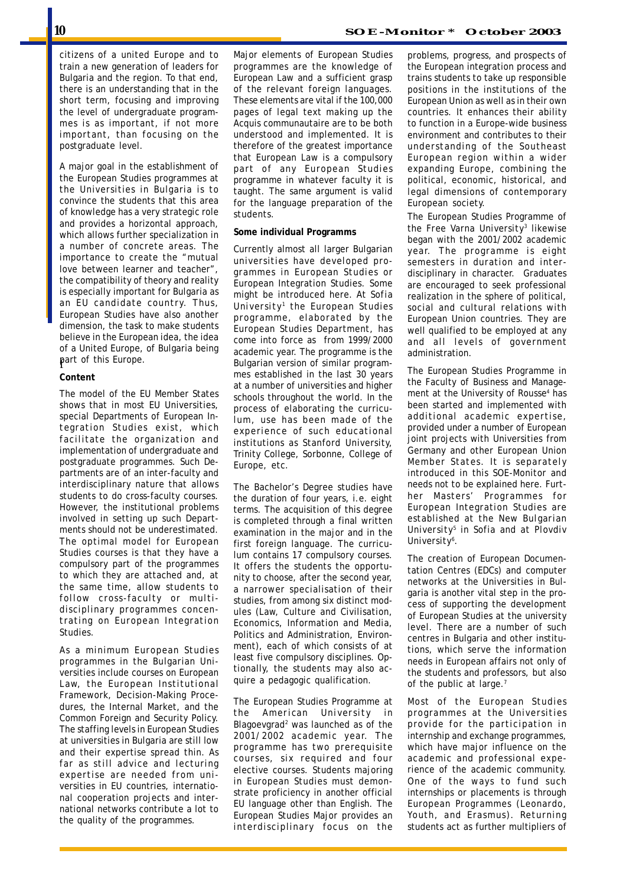citizens of a united Europe and to train a new generation of leaders for Bulgaria and the region. To that end, there is an understanding that in the short term, focusing and improving the level of undergraduate programmes is as important, if not more important, than focusing on the postgraduate level.

A major goal in the establishment of the European Studies programmes at the Universities in Bulgaria is to convince the students that this area of knowledge has a very strategic role and provides a horizontal approach, which allows further specialization in a number of concrete areas. The importance to create the "mutual love between learner and teacher", the compatibility of theory and reality is especially important for Bulgaria as an EU candidate country. Thus, European Studies have also another dimension, the task to make students believe in the European idea, the idea of a United Europe, of Bulgaria being part of this Europe.

**Content**

The model of the EU Member States shows that in most EU Universities, special Departments of European Integration Studies exist, which facilitate the organization and implementation of undergraduate and postgraduate programmes. Such Departments are of an inter-faculty and interdisciplinary nature that allows students to do cross-faculty courses. However, the institutional problems involved in setting up such Departments should not be underestimated. The optimal model for European Studies courses is that they have a compulsory part of the programmes to which they are attached and, at the same time, allow students to follow cross-faculty or multi-disciplinary programmes concentrating on European Integration Studies.

As a minimum European Studies programmes in the Bulgarian Universities include courses on European Law, the European Institutional Framework, Decision-Making Procedures, the Internal Market, and the Common Foreign and Security Policy. The staffing levels in European Studies at universities in Bulgaria are still low and their expertise spread thin. As far as still advice and lecturing expertise are needed from universities in EU countries, international cooperation projects and international networks contribute a lot to the quality of the programmes.

Major elements of European Studies programmes are the knowledge of European Law and a sufficient grasp of the relevant foreign languages. These elements are vital if the 100,000 pages of legal text making up the Acquis communautaire are to be both understood and implemented. It is therefore of the greatest importance that European Law is a compulsory part of any European Studies programme in whatever faculty it is taught. The same argument is valid for the language preparation of the students.

**Some individual Programms**

Currently almost all larger Bulgarian universities have developed programmes in European Studies or European Integration Studies. Some might be introduced here. At Sofia University[1] the European Studies programme, elaborated by the European Studies Department, has come into force as from 1999/2000 academic year. The programme is the Bulgarian version of similar programmes established in the last 30 years at a number of universities and higher schools throughout the world. In the process of elaborating the curriculum, use has been made of the experience of such educational institutions as Stanford University, Trinity College, Sorbonne, College of Europe, etc.

The Bachelor's Degree studies have the duration of four years, i.e. eight terms. The acquisition of this degree is completed through a final written examination in the major and in the first foreign language. The curriculum contains 17 compulsory courses. It offers the students the opportunity to choose, after the second year, a narrower specialisation of their studies, from among six distinct modules (Law, Culture and Civilisation, Economics, Information and Media, Politics and Administration, Environment), each of which consists of at least five compulsory disciplines. Optionally, the students may also acquire a pedagogic qualification.

The European Studies Programme at the American University in Blagoevgrad[2] was launched as of the 2001/2002 academic year. The programme has two prerequisite courses, six required and four elective courses. Students majoring in European Studies must demonstrate proficiency in another official EU language other than English. The European Studies Major provides an interdisciplinary focus on the problems, progress, and prospects of the European integration process and trains students to take up responsible positions in the institutions of the European Union as well as in their own countries. It enhances their ability to function in a Europe-wide business environment and contributes to their understanding of the Southeast European region within a wider expanding Europe, combining the political, economic, historical, and legal dimensions of contemporary European society.

The European Studies Programme of the Free Varna University[3] likewise began with the 2001/2002 academic year. The programme is eight semesters in duration and interdisciplinary in character. Graduates are encouraged to seek professional realization in the sphere of political, social and cultural relations with European Union countries. They are well qualified to be employed at any and all levels of government administration.

The European Studies Programme in the Faculty of Business and Management at the University of Rousse[4] has been started and implemented with additional academic expertise, provided under a number of European joint projects with Universities from Germany and other European Union Member States. It is separately introduced in this SOE-Monitor and needs not to be explained here. Further Masters' Programmes for European Integration Studies are established at the New Bulgarian University[5] in Sofia and at Plovdiv University[6].

The creation of European Documentation Centres (EDCs) and computer networks at the Universities in Bulgaria is another vital step in the process of supporting the development of European Studies at the university level. There are a number of such centres in Bulgaria and other institutions, which serve the information needs in European affairs not only of the students and professors, but also of the public at large.[7]

Most of the European Studies programmes at the Universities provide for the participation in internship and exchange programmes, which have major influence on the academic and professional experience of the academic community. One of the ways to fund such internships or placements is through European Programmes (Leonardo, Youth, and Erasmus). Returning students act as further multipliers of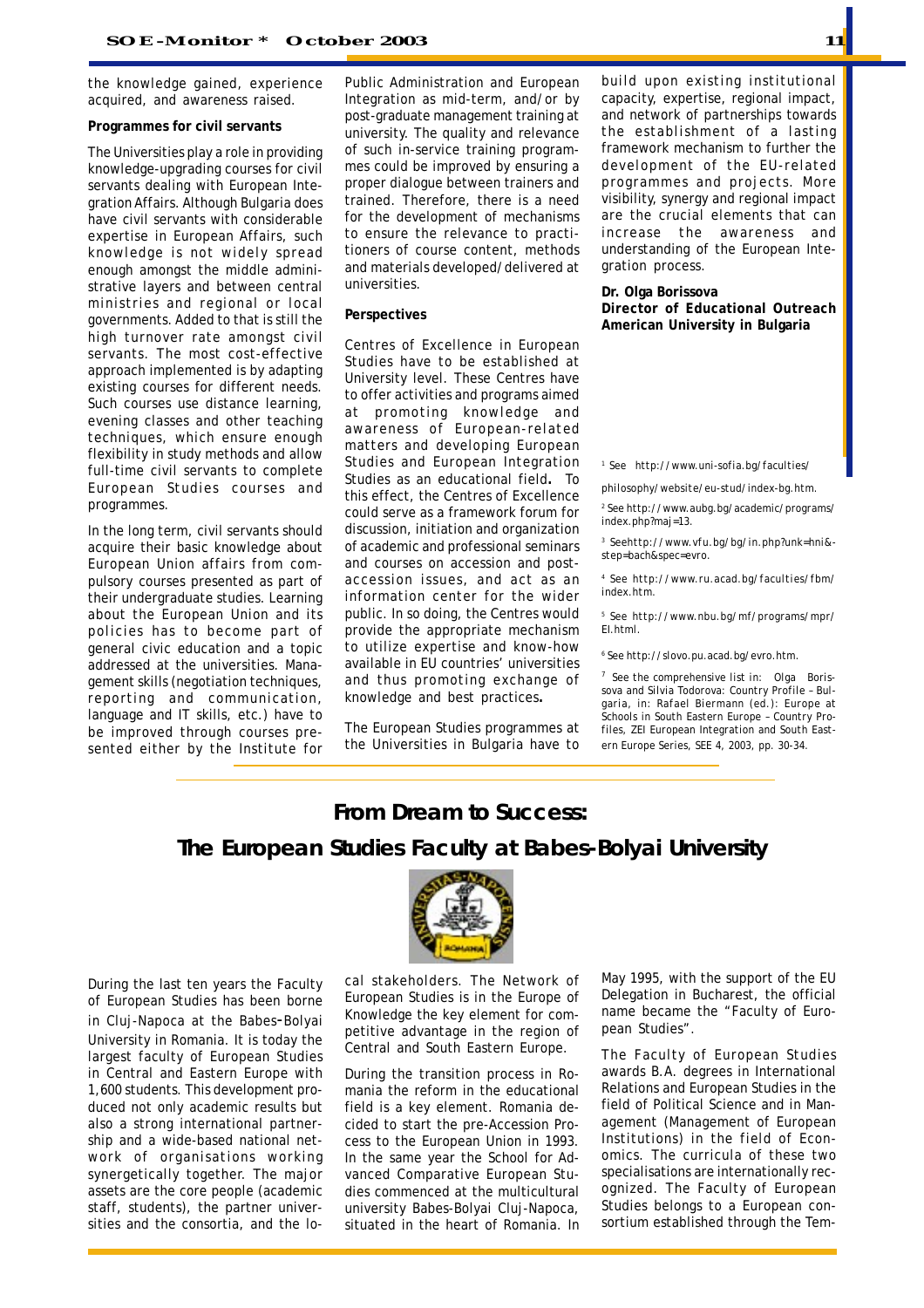the knowledge gained, experience acquired, and awareness raised.

**Programmes for civil servants**

The Universities play a role in providing knowledge-upgrading courses for civil servants dealing with European Integration Affairs. Although Bulgaria does have civil servants with considerable expertise in European Affairs, such knowledge is not widely spread enough amongst the middle administrative layers and between central ministries and regional or local governments. Added to that is still the high turnover rate amongst civil servants. The most cost-effective approach implemented is by adapting existing courses for different needs. Such courses use distance learning, evening classes and other teaching techniques, which ensure enough flexibility in study methods and allow full-time civil servants to complete European Studies courses and programmes.

In the long term, civil servants should acquire their basic knowledge about European Union affairs from compulsory courses presented as part of their undergraduate studies. Learning about the European Union and its policies has to become part of general civic education and a topic addressed at the universities. Management skills (negotiation techniques, reporting and communication, language and IT skills, etc.) have to be improved through courses presented either by the Institute for Public Administration and European Integration as mid-term, and/or by post-graduate management training at university. The quality and relevance of such in-service training programmes could be improved by ensuring a proper dialogue between trainers and trained. Therefore, there is a need for the development of mechanisms to ensure the relevance to practitioners of course content, methods and materials developed/delivered at universities.

**Perspectives**

Centres of Excellence in European Studies have to be established at University level. These Centres have to offer activities and programs aimed at promoting knowledge and awareness of European-related matters and developing European Studies and European Integration Studies as an educational field**.** To this effect, the Centres of Excellence could serve as a framework forum for discussion, initiation and organization of academic and professional seminars and courses on accession and post-accession issues, and act as an information center for the wider public. In so doing, the Centres would provide the appropriate mechanism to utilize expertise and know-how available in EU countries' universities and thus promoting exchange of knowledge and best practices**.**

The European Studies programmes at the Universities in Bulgaria have to build upon existing institutional capacity, expertise, regional impact, and network of partnerships towards the establishment of a lasting framework mechanism to further the development of the EU-related programmes and projects. More visibility, synergy and regional impact are the crucial elements that can increase the awareness and understanding of the European Integration process.

**Dr. Olga Borissova**
**Director of Educational Outreach**
**American University in Bulgaria**

[1] See http://www.uni-sofia.bg/faculties/philosophy/website/eu-stud/index-bg.htm.

[2] See http://www.aubg.bg/academic/programs/index.php?maj=13.

[3] Seehttp://www.vfu.bg/bg/in.php?unk=hni&-step=bach&spec=evro.

[4] See http://www.ru.acad.bg/faculties/fbm/index.htm.

[5] See http://www.nbu.bg/mf/programs/mpr/EI.html.

[6] See http://slovo.pu.acad.bg/evro.htm.

[7] See the comprehensive list in: Olga Borissova and Silvia Todorova: Country Profile – Bulgaria, in: Rafael Biermann (ed.): Europe at Schools in South Eastern Europe – Country Profiles, ZEI European Integration and South Eastern Europe Series, SEE 4, 2003, pp. 30-34.

## From Dream to Success: The European Studies Faculty at Babes-Bolyai University

During the last ten years the Faculty of European Studies has been borne in Cluj-Napoca at the Babes-Bolyai University in Romania. It is today the largest faculty of European Studies in Central and Eastern Europe with 1,600 students. This development produced not only academic results but also a strong international partnership and a wide-based national network of organisations working synergetically together. The major assets are the core people (academic staff, students), the partner universities and the consortia, and the local stakeholders. The Network of European Studies is in the Europe of Knowledge the key element for competitive advantage in the region of Central and South Eastern Europe.

During the transition process in Romania the reform in the educational field is a key element. Romania decided to start the pre-Accession Process to the European Union in 1993. In the same year the School for Advanced Comparative European Studies commenced at the multicultural university Babes-Bolyai Cluj-Napoca, situated in the heart of Romania. In May 1995, with the support of the EU Delegation in Bucharest, the official name became the "Faculty of European Studies".

The Faculty of European Studies awards B.A. degrees in International Relations and European Studies in the field of Political Science and in Management (Management of European Institutions) in the field of Economics. The curricula of these two specialisations are internationally recognized. The Faculty of European Studies belongs to a European consortium established through the Tem-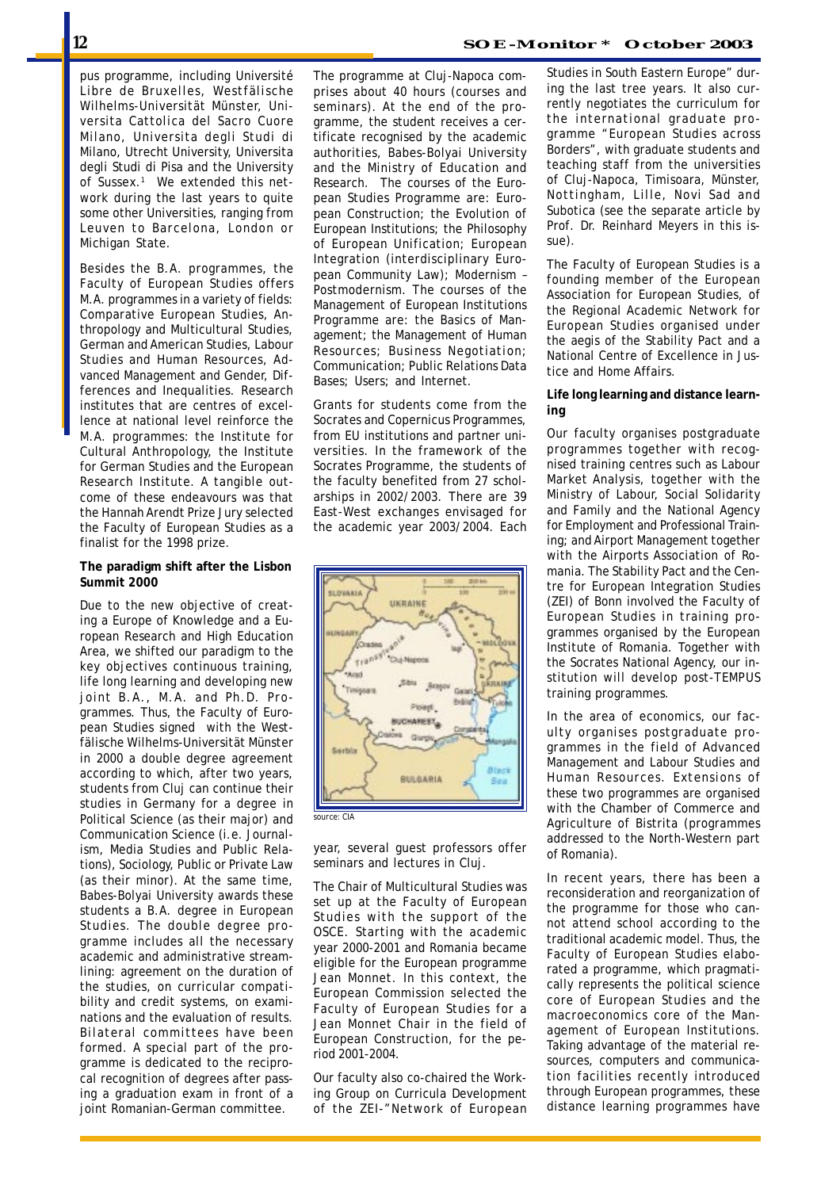pus programme, including Université Libre de Bruxelles, Westfälische Wilhelms-Universität Münster, Universita Cattolica del Sacro Cuore Milano, Universita degli Studi di Milano, Utrecht University, Universita degli Studi di Pisa and the University of Sussex.[1] We extended this network during the last years to quite some other Universities, ranging from Leuven to Barcelona, London or Michigan State.

Besides the B.A. programmes, the Faculty of European Studies offers M.A. programmes in a variety of fields: Comparative European Studies, Anthropology and Multicultural Studies, German and American Studies, Labour Studies and Human Resources, Advanced Management and Gender, Differences and Inequalities. Research institutes that are centres of excellence at national level reinforce the M.A. programmes: the Institute for Cultural Anthropology, the Institute for German Studies and the European Research Institute. A tangible outcome of these endeavours was that the Hannah Arendt Prize Jury selected the Faculty of European Studies as a finalist for the 1998 prize.

**The paradigm shift after the Lisbon Summit 2000**

Due to the new objective of creating a Europe of Knowledge and a European Research and High Education Area, we shifted our paradigm to the key objectives continuous training, life long learning and developing new joint B.A., M.A. and Ph.D. Programmes. Thus, the Faculty of European Studies signed with the Westfälische Wilhelms-Universität Münster in 2000 a double degree agreement according to which, after two years, students from Cluj can continue their studies in Germany for a degree in Political Science (as their major) and Communication Science (i.e. Journalism, Media Studies and Public Relations), Sociology, Public or Private Law (as their minor). At the same time, Babes-Bolyai University awards these students a B.A. degree in European Studies. The double degree programme includes all the necessary academic and administrative streamlining: agreement on the duration of the studies, on curricular compatibility and credit systems, on examinations and the evaluation of results. Bilateral committees have been formed. A special part of the programme is dedicated to the reciprocal recognition of degrees after passing a graduation exam in front of a joint Romanian-German committee.

The programme at Cluj-Napoca comprises about 40 hours (courses and seminars). At the end of the programme, the student receives a certificate recognised by the academic authorities, Babes-Bolyai University and the Ministry of Education and Research. The courses of the European Studies Programme are: European Construction; the Evolution of European Institutions; the Philosophy of European Unification; European Integration (interdisciplinary European Community Law); Modernism – Postmodernism. The courses of the Management of European Institutions Programme are: the Basics of Management; the Management of Human Resources; Business Negotiation; Communication; Public Relations Data Bases; Users; and Internet.

Grants for students come from the Socrates and Copernicus Programmes, from EU institutions and partner universities. In the framework of the Socrates Programme, the students of the faculty benefited from 27 scholarships in 2002/2003. There are 39 East-West exchanges envisaged for the academic year 2003/2004. Each year, several guest professors offer seminars and lectures in Cluj.

source: CIA

The Chair of Multicultural Studies was set up at the Faculty of European Studies with the support of the OSCE. Starting with the academic year 2000-2001 and Romania became eligible for the European programme Jean Monnet. In this context, the European Commission selected the Faculty of European Studies for a Jean Monnet Chair in the field of European Construction, for the period 2001-2004.

Our faculty also co-chaired the Working Group on Curricula Development of the ZEI-"Network of European Studies in South Eastern Europe" during the last tree years. It also currently negotiates the curriculum for the international graduate programme "European Studies across Borders", with graduate students and teaching staff from the universities of Cluj-Napoca, Timisoara, Münster, Nottingham, Lille, Novi Sad and Subotica (see the separate article by Prof. Dr. Reinhard Meyers in this issue).

The Faculty of European Studies is a founding member of the European Association for European Studies, of the Regional Academic Network for European Studies organised under the aegis of the Stability Pact and a National Centre of Excellence in Justice and Home Affairs.

**Life long learning and distance learning**

Our faculty organises postgraduate programmes together with recognised training centres such as Labour Market Analysis, together with the Ministry of Labour, Social Solidarity and Family and the National Agency for Employment and Professional Training; and Airport Management together with the Airports Association of Romania. The Stability Pact and the Centre for European Integration Studies (ZEI) of Bonn involved the Faculty of European Studies in training programmes organised by the European Institute of Romania. Together with the Socrates National Agency, our institution will develop post-TEMPUS training programmes.

In the area of economics, our faculty organises postgraduate programmes in the field of Advanced Management and Labour Studies and Human Resources. Extensions of these two programmes are organised with the Chamber of Commerce and Agriculture of Bistrita (programmes addressed to the North-Western part of Romania).

In recent years, there has been a reconsideration and reorganization of the programme for those who cannot attend school according to the traditional academic model. Thus, the Faculty of European Studies elaborated a programme, which pragmatically represents the political science core of European Studies and the macroeconomics core of the Management of European Institutions. Taking advantage of the material resources, computers and communication facilities recently introduced through European programmes, these distance learning programmes have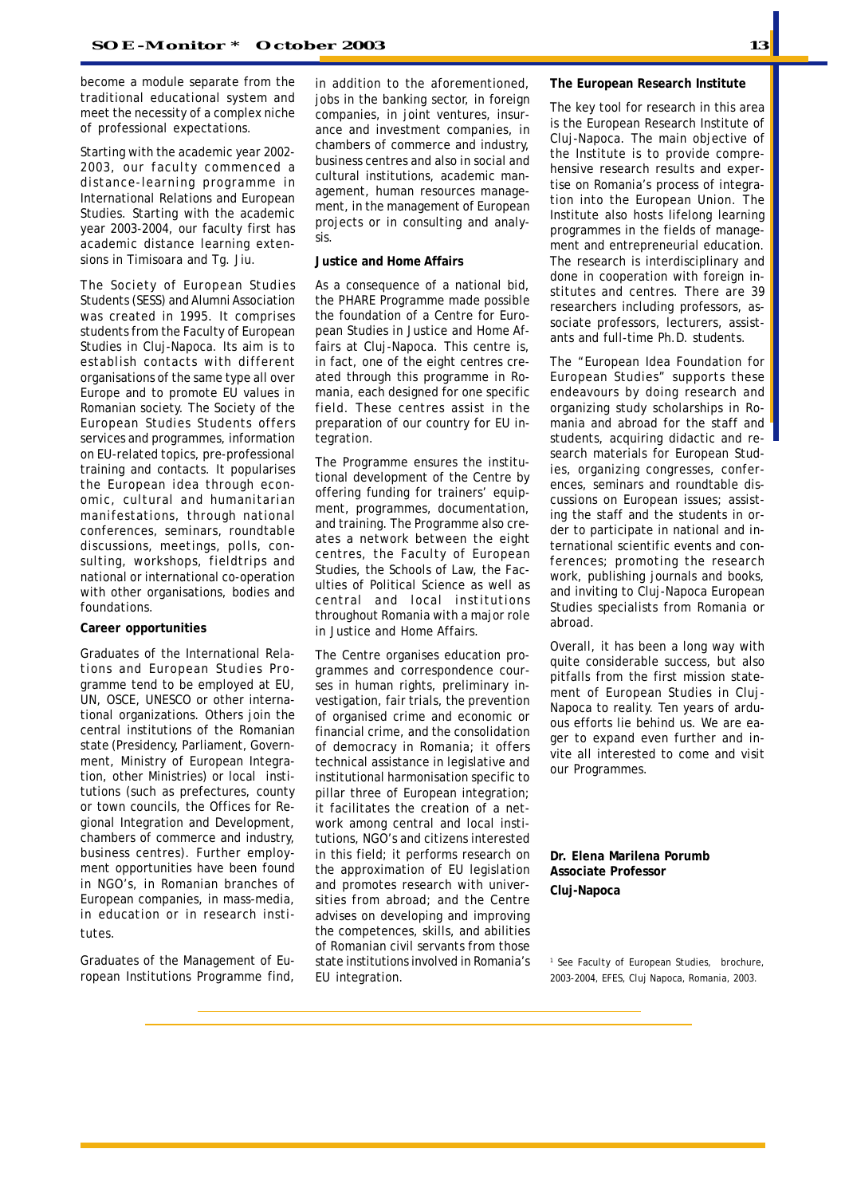become a module separate from the traditional educational system and meet the necessity of a complex niche of professional expectations.

Starting with the academic year 2002-2003, our faculty commenced a distance-learning programme in International Relations and European Studies. Starting with the academic year 2003-2004, our faculty first has academic distance learning extensions in Timisoara and Tg. Jiu.

The Society of European Studies Students (SESS) and Alumni Association was created in 1995. It comprises students from the Faculty of European Studies in Cluj-Napoca. Its aim is to establish contacts with different organisations of the same type all over Europe and to promote EU values in Romanian society. The Society of the European Studies Students offers services and programmes, information on EU-related topics, pre-professional training and contacts. It popularises the European idea through economic, cultural and humanitarian manifestations, through national conferences, seminars, roundtable discussions, meetings, polls, consulting, workshops, fieldtrips and national or international co-operation with other organisations, bodies and foundations.

**Career opportunities**

Graduates of the International Relations and European Studies Programme tend to be employed at EU, UN, OSCE, UNESCO or other international organizations. Others join the central institutions of the Romanian state (Presidency, Parliament, Government, Ministry of European Integration, other Ministries) or local institutions (such as prefectures, county or town councils, the Offices for Regional Integration and Development, chambers of commerce and industry, business centres). Further employment opportunities have been found in NGO's, in Romanian branches of European companies, in mass-media, in education or in research institutes.

Graduates of the Management of European Institutions Programme find, in addition to the aforementioned, jobs in the banking sector, in foreign companies, in joint ventures, insurance and investment companies, in chambers of commerce and industry, business centres and also in social and cultural institutions, academic management, human resources management, in the management of European projects or in consulting and analysis.

**Justice and Home Affairs**

As a consequence of a national bid, the PHARE Programme made possible the foundation of a Centre for European Studies in Justice and Home Affairs at Cluj-Napoca. This centre is, in fact, one of the eight centres created through this programme in Romania, each designed for one specific field. These centres assist in the preparation of our country for EU integration.

The Programme ensures the institutional development of the Centre by offering funding for trainers' equipment, programmes, documentation, and training. The Programme also creates a network between the eight centres, the Faculty of European Studies, the Schools of Law, the Faculties of Political Science as well as central and local institutions throughout Romania with a major role in Justice and Home Affairs.

The Centre organises education programmes and correspondence courses in human rights, preliminary investigation, fair trials, the prevention of organised crime and economic or financial crime, and the consolidation of democracy in Romania; it offers technical assistance in legislative and institutional harmonisation specific to pillar three of European integration; it facilitates the creation of a network among central and local institutions, NGO's and citizens interested in this field; it performs research on the approximation of EU legislation and promotes research with universities from abroad; and the Centre advises on developing and improving the competences, skills, and abilities of Romanian civil servants from those state institutions involved in Romania's EU integration.

**The European Research Institute**

The key tool for research in this area is the European Research Institute of Cluj-Napoca. The main objective of the Institute is to provide comprehensive research results and expertise on Romania's process of integration into the European Union. The Institute also hosts lifelong learning programmes in the fields of management and entrepreneurial education. The research is interdisciplinary and done in cooperation with foreign institutes and centres. There are 39 researchers including professors, associate professors, lecturers, assistants and full-time Ph.D. students.

The "European Idea Foundation for European Studies" supports these endeavours by doing research and organizing study scholarships in Romania and abroad for the staff and students, acquiring didactic and research materials for European Studies, organizing congresses, conferences, seminars and roundtable discussions on European issues; assisting the staff and the students in order to participate in national and international scientific events and conferences; promoting the research work, publishing journals and books, and inviting to Cluj-Napoca European Studies specialists from Romania or abroad.

Overall, it has been a long way with quite considerable success, but also pitfalls from the first mission statement of European Studies in Cluj-Napoca to reality. Ten years of arduous efforts lie behind us. We are eager to expand even further and invite all interested to come and visit our Programmes.

**Dr. Elena Marilena Porumb**
**Associate Professor**
**Cluj-Napoca**

[1] See Faculty of European Studies, brochure, 2003-2004, EFES, Cluj Napoca, Romania, 2003.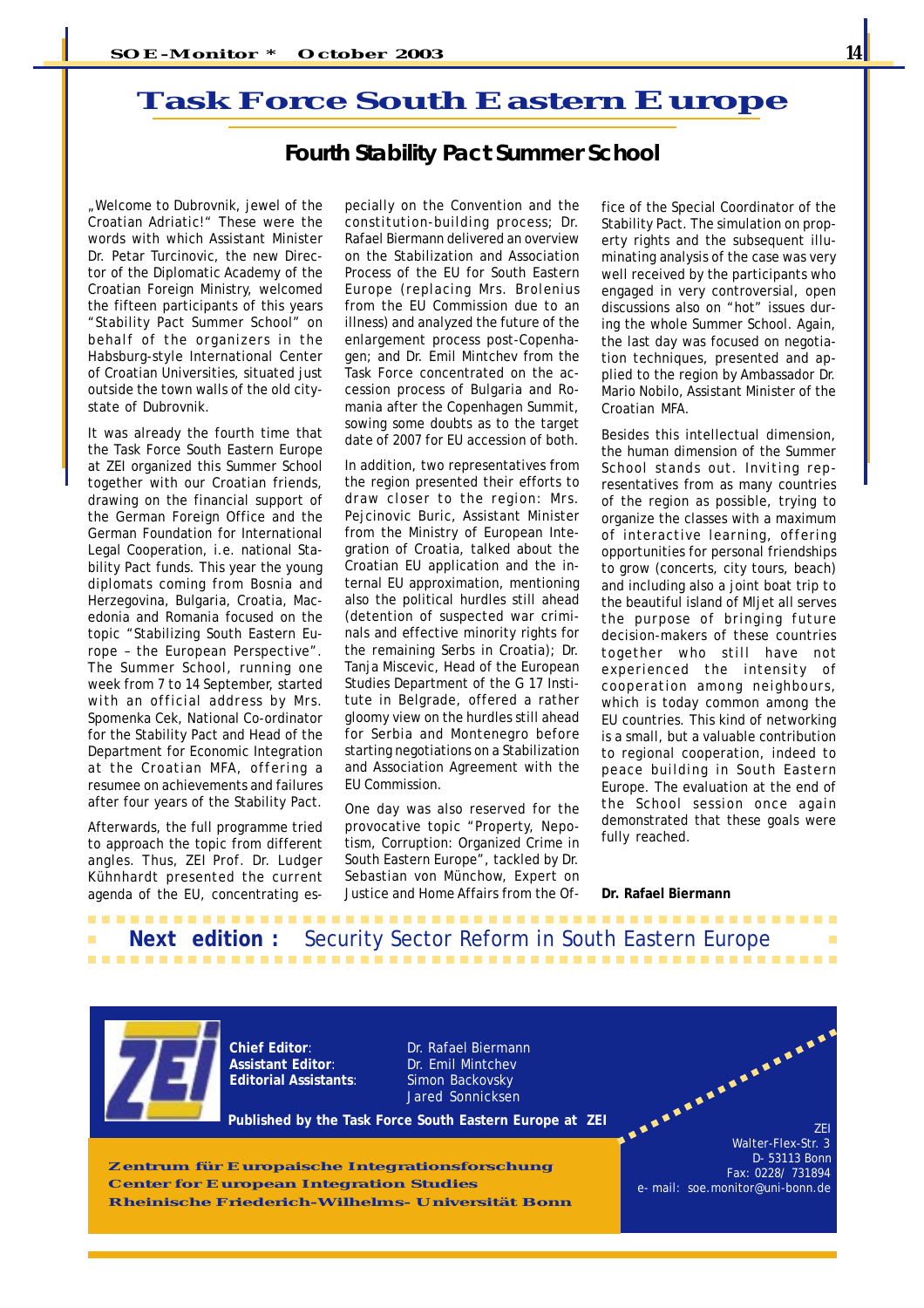# Task Force South Eastern Europe

## Fourth Stability Pact Summer School

„Welcome to Dubrovnik, jewel of the Croatian Adriatic!" These were the words with which Assistant Minister Dr. Petar Turcinovic, the new Director of the Diplomatic Academy of the Croatian Foreign Ministry, welcomed the fifteen participants of this years "Stability Pact Summer School" on behalf of the organizers in the Habsburg-style International Center of Croatian Universities, situated just outside the town walls of the old city-state of Dubrovnik.

It was already the fourth time that the Task Force South Eastern Europe at ZEI organized this Summer School together with our Croatian friends, drawing on the financial support of the German Foreign Office and the German Foundation for International Legal Cooperation, i.e. national Stability Pact funds. This year the young diplomats coming from Bosnia and Herzegovina, Bulgaria, Croatia, Macedonia and Romania focused on the topic "Stabilizing South Eastern Europe – the European Perspective". The Summer School, running one week from 7 to 14 September, started with an official address by Mrs. Spomenka Cek, National Co-ordinator for the Stability Pact and Head of the Department for Economic Integration at the Croatian MFA, offering a resumee on achievements and failures after four years of the Stability Pact.

Afterwards, the full programme tried to approach the topic from different angles. Thus, ZEI Prof. Dr. Ludger Kühnhardt presented the current agenda of the EU, concentrating especially on the Convention and the constitution-building process; Dr. Rafael Biermann delivered an overview on the Stabilization and Association Process of the EU for South Eastern Europe (replacing Mrs. Brolenius from the EU Commission due to an illness) and analyzed the future of the enlargement process post-Copenhagen; and Dr. Emil Mintchev from the Task Force concentrated on the accession process of Bulgaria and Romania after the Copenhagen Summit, sowing some doubts as to the target date of 2007 for EU accession of both.

In addition, two representatives from the region presented their efforts to draw closer to the region: Mrs. Pejcinovic Buric, Assistant Minister from the Ministry of European Integration of Croatia, talked about the Croatian EU application and the internal EU approximation, mentioning also the political hurdles still ahead (detention of suspected war criminals and effective minority rights for the remaining Serbs in Croatia); Dr. Tanja Miscevic, Head of the European Studies Department of the G 17 Institute in Belgrade, offered a rather gloomy view on the hurdles still ahead for Serbia and Montenegro before starting negotiations on a Stabilization and Association Agreement with the EU Commission.

One day was also reserved for the provocative topic "Property, Nepotism, Corruption: Organized Crime in South Eastern Europe", tackled by Dr. Sebastian von Münchow, Expert on Justice and Home Affairs from the Office of the Special Coordinator of the Stability Pact. The simulation on property rights and the subsequent illuminating analysis of the case was very well received by the participants who engaged in very controversial, open discussions also on "hot" issues during the whole Summer School. Again, the last day was focused on negotiation techniques, presented and applied to the region by Ambassador Dr. Mario Nobilo, Assistant Minister of the Croatian MFA.

Besides this intellectual dimension, the human dimension of the Summer School stands out. Inviting representatives from as many countries of the region as possible, trying to organize the classes with a maximum of interactive learning, offering opportunities for personal friendships to grow (concerts, city tours, beach) and including also a joint boat trip to the beautiful island of Mljet all serves the purpose of bringing future decision-makers of these countries together who still have not experienced the intensity of cooperation among neighbours, which is today common among the EU countries. This kind of networking is a small, but a valuable contribution to regional cooperation, indeed to peace building in South Eastern Europe. The evaluation at the end of the School session once again demonstrated that these goals were fully reached.

**Dr. Rafael Biermann**

**Next edition :** Security Sector Reform in South Eastern Europe

**Chief Editor**: Dr. Rafael Biermann
**Assistant Editor**: Dr. Emil Mintchev
**Editorial Assistants**: Simon Backovsky, Jared Sonnicksen

**Published by the Task Force South Eastern Europe at ZEI**

**Zentrum für Europaische Integrationsforschung**
**Center for European Integration Studies**
**Rheinische Friedrich-Wilhelms- Universität Bonn**

ZEI
Walter-Flex-Str. 3
D- 53113 Bonn
Fax: 0228/ 731894
e- mail: soe.monitor@uni-bonn.de